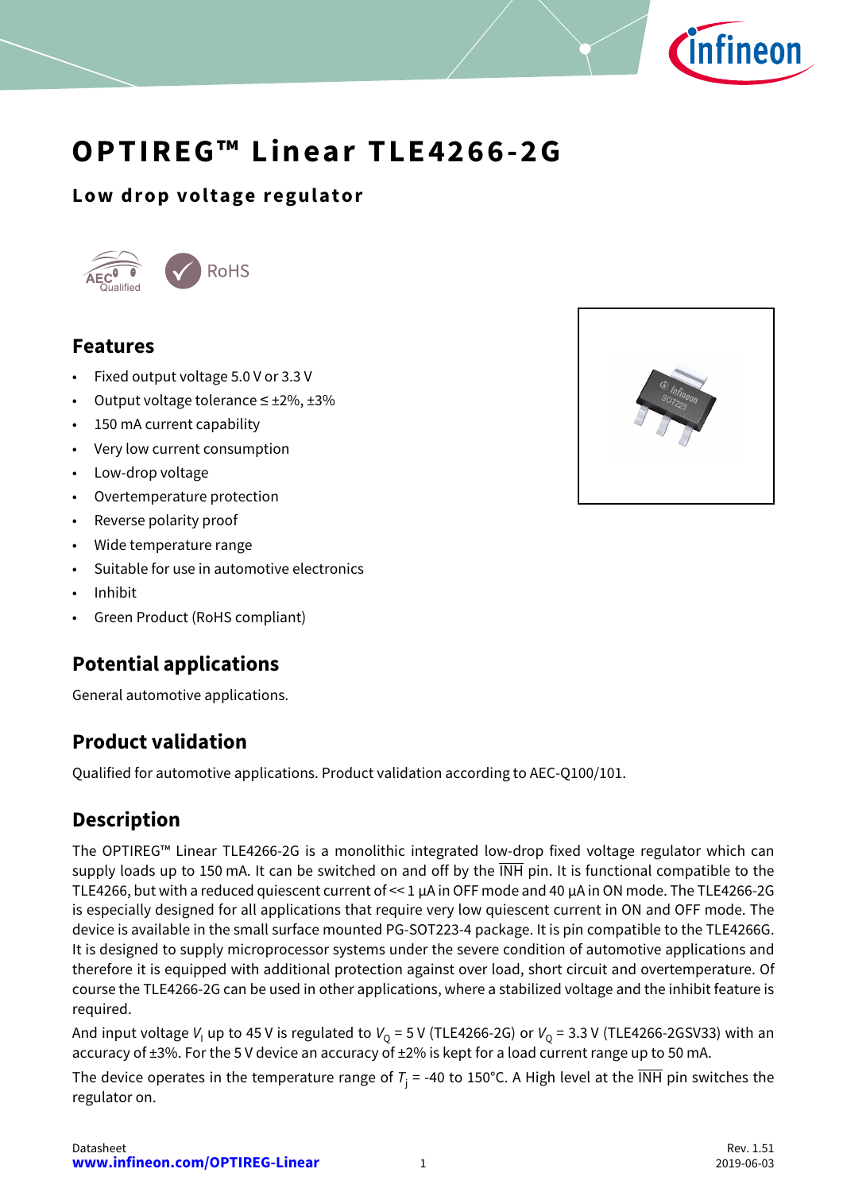# OPTIREG™ Linear TLE4266-2G

## Low drop voltage regulator

### Features

- Fixed output voltage 5.0 V or 3.3 V
- Output voltage tolerance ≤ ±2%, ±3%
- 150 mA current capability
- Very low current consumption
- Low-drop voltage
- Overtemperature protection
- Reverse polarity proof
- Wide temperature range
- Suitable for use in automotive electronics
- Inhibit
- Green Product (RoHS compliant)

### Potential applications

General automotive applications.

### Product validation

Qualified for automotive applications. Product validation according to AEC-Q100/101.

### Description

The OPTIREG™ Linear TLE4266-2G is a monolithic integrated low-drop fixed voltage regulator which can supply loads up to 150 mA. It can be switched on and off by the $\overline{\text{INH}}$ pin. It is functional compatible to the TLE4266, but with a reduced quiescent current of << 1 µA in OFF mode and 40 µA in ON mode. The TLE4266-2G is especially designed for all applications that require very low quiescent current in ON and OFF mode. The device is available in the small surface mounted PG-SOT223-4 package. It is pin compatible to the TLE4266G. It is designed to supply microprocessor systems under the severe condition of automotive applications and therefore it is equipped with additional protection against over load, short circuit and overtemperature. Of course the TLE4266-2G can be used in other applications, where a stabilized voltage and the inhibit feature is required.

And input voltage $V_I$ up to 45 V is regulated to $V_Q$ = 5 V (TLE4266-2G) or $V_Q$ = 3.3 V (TLE4266-2GSV33) with an accuracy of ±3%. For the 5 V device an accuracy of ±2% is kept for a load current range up to 50 mA.

The device operates in the temperature range of $T_j$ = -40 to 150°C. A High level at the $\overline{\text{INH}}$ pin switches the regulator on.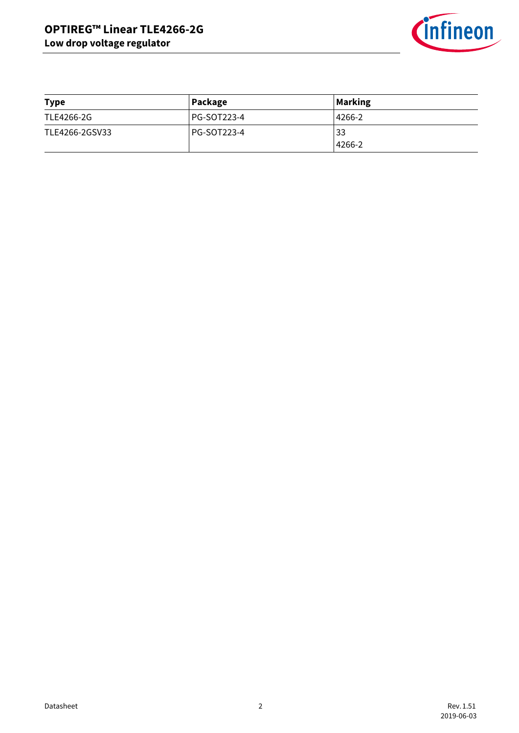| Type | Package | Marking |
|---|---|---|
| TLE4266-2G | PG-SOT223-4 | 4266-2 |
| TLE4266-2GSV33 | PG-SOT223-4 | 33<br>4266-2 |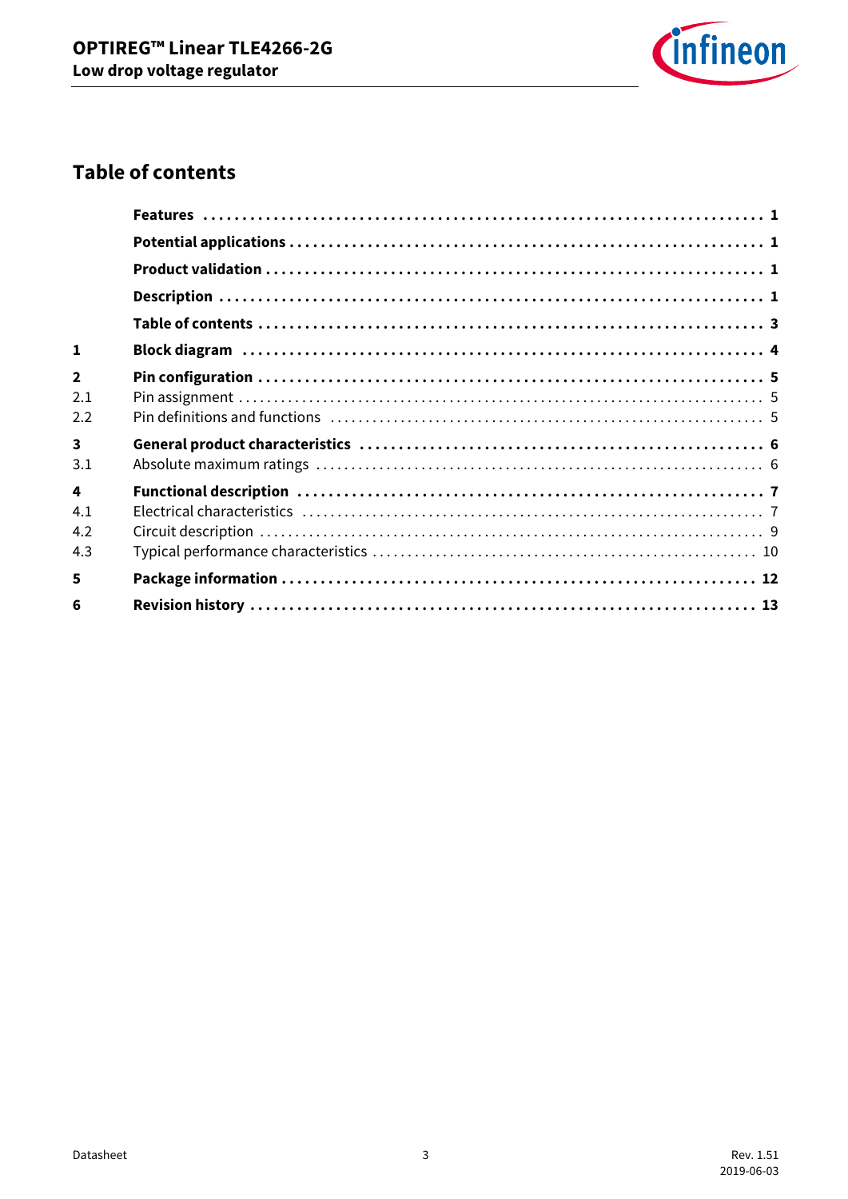## Table of contents

| | | |
|---|---|---|
| | **Features** | **1** |
| | **Potential applications** | **1** |
| | **Product validation** | **1** |
| | **Description** | **1** |
| | **Table of contents** | **3** |
| **1** | **Block diagram** | **4** |
| **2** | **Pin configuration** | **5** |
| 2.1 | Pin assignment | 5 |
| 2.2 | Pin definitions and functions | 5 |
| **3** | **General product characteristics** | **6** |
| 3.1 | Absolute maximum ratings | 6 |
| **4** | **Functional description** | **7** |
| 4.1 | Electrical characteristics | 7 |
| 4.2 | Circuit description | 9 |
| 4.3 | Typical performance characteristics | 10 |
| **5** | **Package information** | **12** |
| **6** | **Revision history** | **13** |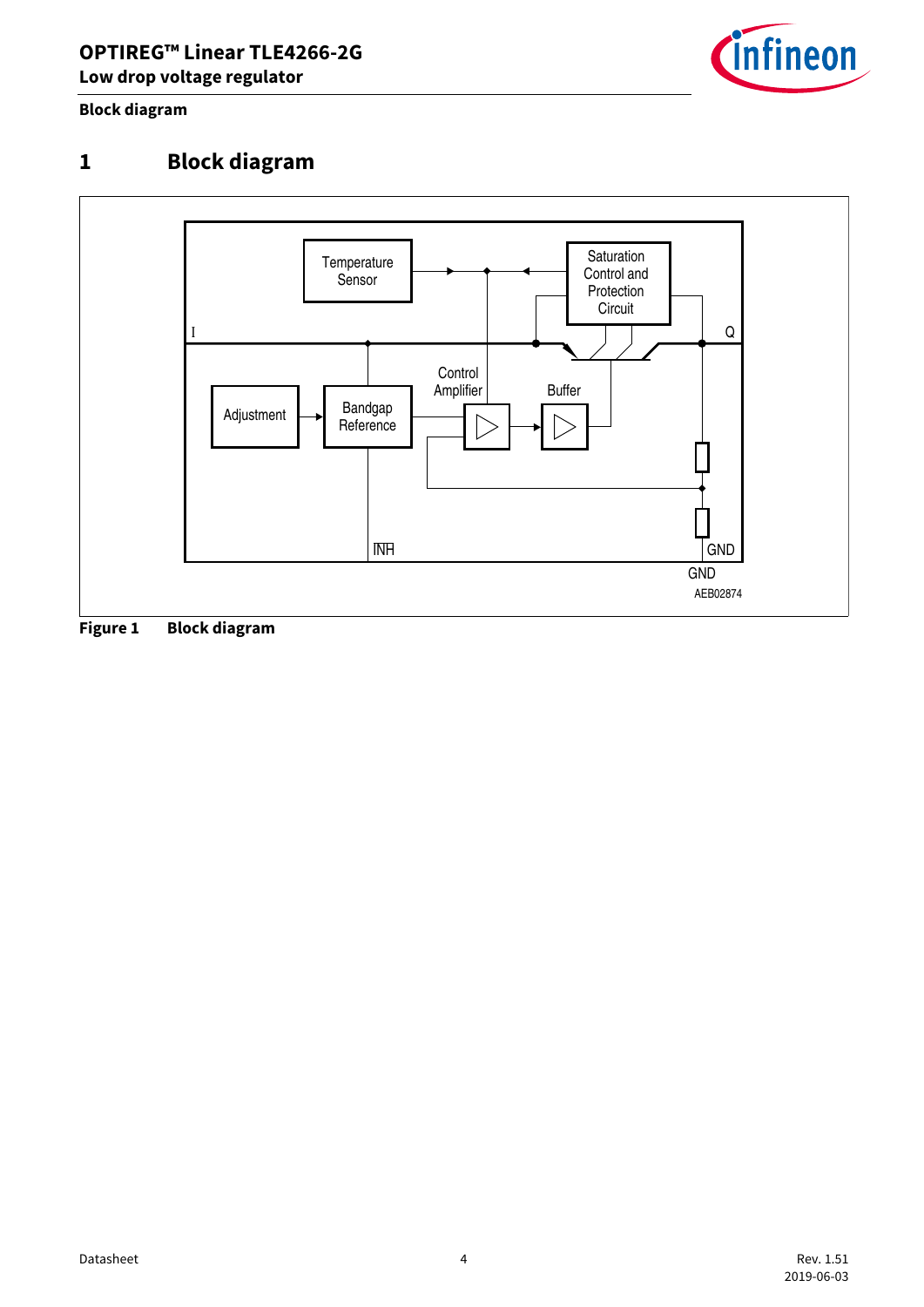# 1 Block diagram

Temperature Sensor

Saturation Control and Protection Circuit

I

Q

Control Amplifier

Buffer

Adjustment

Bandgap Reference

INH

GND

GND

AEB02874

**Figure 1 Block diagram**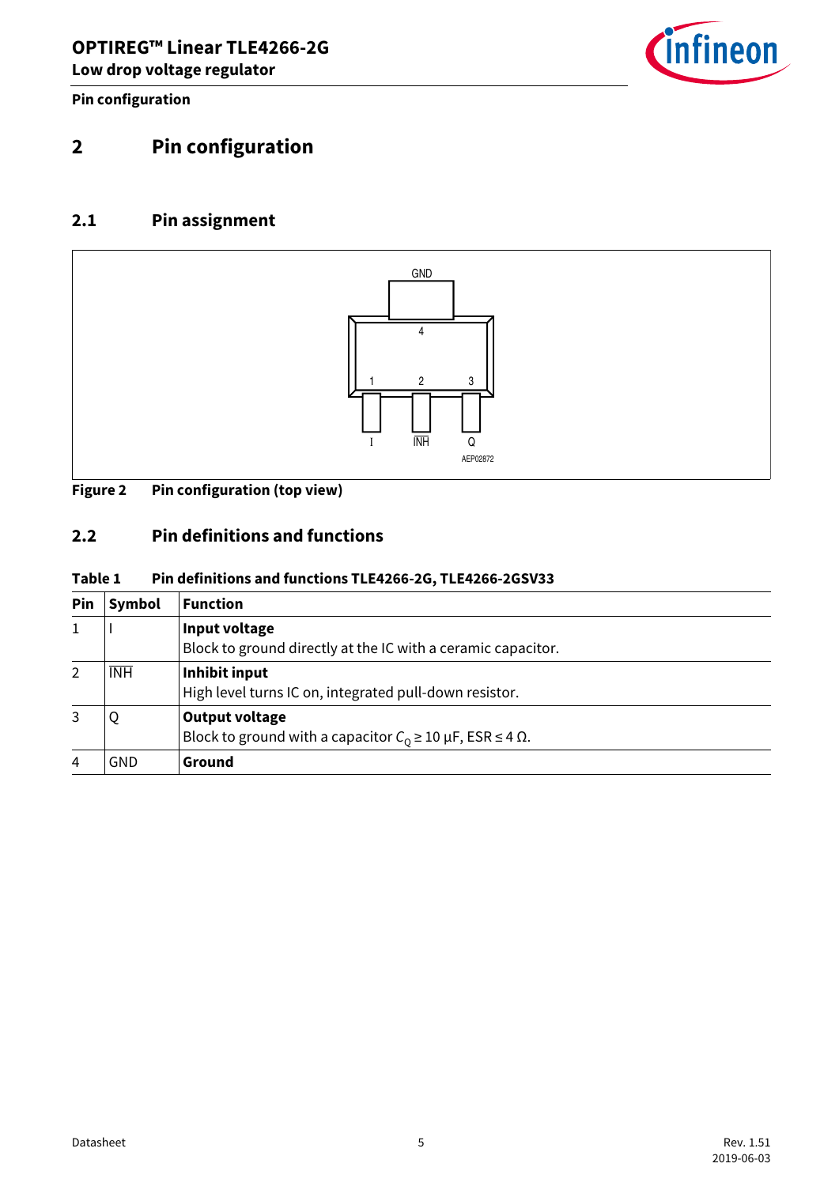# 2 Pin configuration

## 2.1 Pin assignment

Figure 2 Pin configuration (top view)

## 2.2 Pin definitions and functions

**Table 1 Pin definitions and functions TLE4266-2G, TLE4266-2GSV33**

| Pin | Symbol | Function |
|---|---|---|
| 1 | I | **Input voltage**<br>Block to ground directly at the IC with a ceramic capacitor. |
| 2 | $\overline{\text{INH}}$ | **Inhibit input**<br>High level turns IC on, integrated pull-down resistor. |
| 3 | Q | **Output voltage**<br>Block to ground with a capacitor $C_Q \geq 10\ \mu\text{F}$, ESR $\leq 4\ \Omega$. |
| 4 | GND | **Ground** |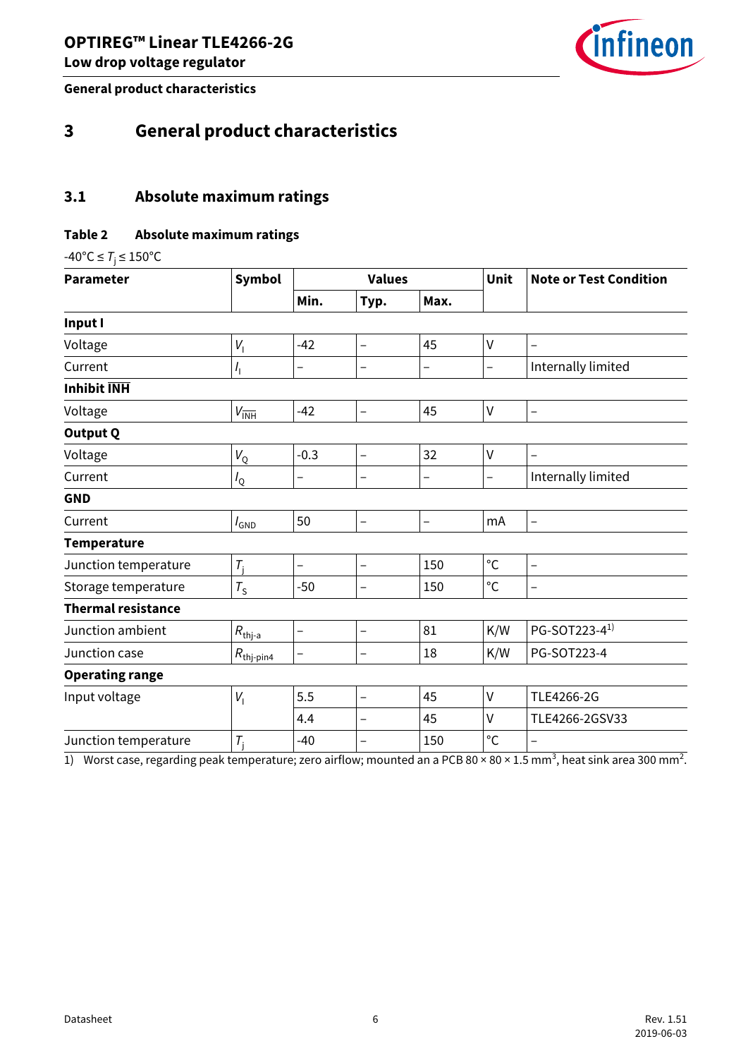# 3 General product characteristics

## 3.1 Absolute maximum ratings

**Table 2 Absolute maximum ratings**

$-40°C \leq T_j \leq 150°C$

| Parameter | Symbol | Values | | | Unit | Note or Test Condition |
|---|---|---|---|---|---|---|
| | | Min. | Typ. | Max. | | |
| **Input I** | | | | | | |
| Voltage | $V_I$ | -42 | – | 45 | V | – |
| Current | $I_I$ | – | – | – | – | Internally limited |
| **Inhibit $\overline{\text{INH}}$** | | | | | | |
| Voltage | $V_{\overline{INH}}$ | -42 | – | 45 | V | – |
| **Output Q** | | | | | | |
| Voltage | $V_Q$ | -0.3 | – | 32 | V | – |
| Current | $I_Q$ | – | – | – | – | Internally limited |
| **GND** | | | | | | |
| Current | $I_{GND}$ | 50 | – | – | mA | – |
| **Temperature** | | | | | | |
| Junction temperature | $T_j$ | – | – | 150 | °C | – |
| Storage temperature | $T_S$ | -50 | – | 150 | °C | – |
| **Thermal resistance** | | | | | | |
| Junction ambient | $R_{thj-a}$ | – | – | 81 | K/W | PG-SOT223-4[1] |
| Junction case | $R_{thj-pin4}$ | – | – | 18 | K/W | PG-SOT223-4 |
| **Operating range** | | | | | | |
| Input voltage | $V_I$ | 5.5 | – | 45 | V | TLE4266-2G |
| | | 4.4 | – | 45 | V | TLE4266-2GSV33 |
| Junction temperature | $T_j$ | -40 | – | 150 | °C | – |

1) Worst case, regarding peak temperature; zero airflow; mounted an a PCB 80 × 80 × 1.5 $mm^3$, heat sink area 300 $mm^2$.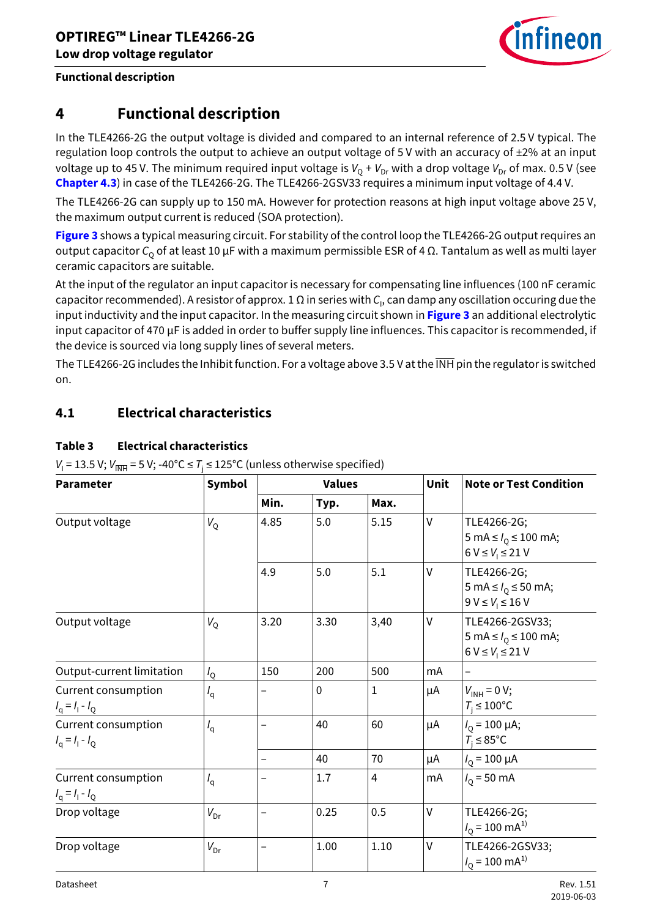# 4 Functional description

In the TLE4266-2G the output voltage is divided and compared to an internal reference of 2.5 V typical. The regulation loop controls the output to achieve an output voltage of 5 V with an accuracy of ±2% at an input voltage up to 45 V. The minimum required input voltage is $V_Q + V_{Dr}$ with a drop voltage $V_{Dr}$ of max. 0.5 V (see **Chapter 4.3**) in case of the TLE4266-2G. The TLE4266-2GSV33 requires a minimum input voltage of 4.4 V.

The TLE4266-2G can supply up to 150 mA. However for protection reasons at high input voltage above 25 V, the maximum output current is reduced (SOA protection).

**Figure 3** shows a typical measuring circuit. For stability of the control loop the TLE4266-2G output requires an output capacitor $C_Q$ of at least 10 µF with a maximum permissible ESR of 4 Ω. Tantalum as well as multi layer ceramic capacitors are suitable.

At the input of the regulator an input capacitor is necessary for compensating line influences (100 nF ceramic capacitor recommended). A resistor of approx. 1 Ω in series with $C_I$, can damp any oscillation occuring due the input inductivity and the input capacitor. In the measuring circuit shown in **Figure 3** an additional electrolytic input capacitor of 470 µF is added in order to buffer supply line influences. This capacitor is recommended, if the device is sourced via long supply lines of several meters.

The TLE4266-2G includes the Inhibit function. For a voltage above 3.5 V at the $\overline{\text{INH}}$ pin the regulator is switched on.

## 4.1 Electrical characteristics

**Table 3 Electrical characteristics**

$V_I$ = 13.5 V; $V_{\overline{INH}}$ = 5 V; -40°C ≤ $T_j$ ≤ 125°C (unless otherwise specified)

| Parameter | Symbol | Values | | | Unit | Note or Test Condition |
|---|---|---|---|---|---|---|
| | | Min. | Typ. | Max. | | |
| Output voltage | $V_Q$ | 4.85 | 5.0 | 5.15 | V | TLE4266-2G; 5 mA ≤ $I_Q$ ≤ 100 mA; 6 V ≤ $V_I$ ≤ 21 V |
| | | 4.9 | 5.0 | 5.1 | V | TLE4266-2G; 5 mA ≤ $I_Q$ ≤ 50 mA; 9 V ≤ $V_I$ ≤ 16 V |
| Output voltage | $V_Q$ | 3.20 | 3.30 | 3,40 | V | TLE4266-2GSV33; 5 mA ≤ $I_Q$ ≤ 100 mA; 6 V ≤ $V_I$ ≤ 21 V |
| Output-current limitation | $I_Q$ | 150 | 200 | 500 | mA | – |
| Current consumption $I_q = I_I - I_Q$ | $I_q$ | – | 0 | 1 | µA | $V_{INH}$ = 0 V; $T_j$ ≤ 100°C |
| Current consumption $I_q = I_I - I_Q$ | $I_q$ | – | 40 | 60 | µA | $I_Q$ = 100 µA; $T_j$ ≤ 85°C |
| | | – | 40 | 70 | µA | $I_Q$ = 100 µA |
| Current consumption $I_q = I_I - I_Q$ | $I_q$ | – | 1.7 | 4 | mA | $I_Q$ = 50 mA |
| Drop voltage | $V_{Dr}$ | – | 0.25 | 0.5 | V | TLE4266-2G; $I_Q$ = 100 mA[1] |
| Drop voltage | $V_{Dr}$ | – | 1.00 | 1.10 | V | TLE4266-2GSV33; $I_Q$ = 100 mA[1] |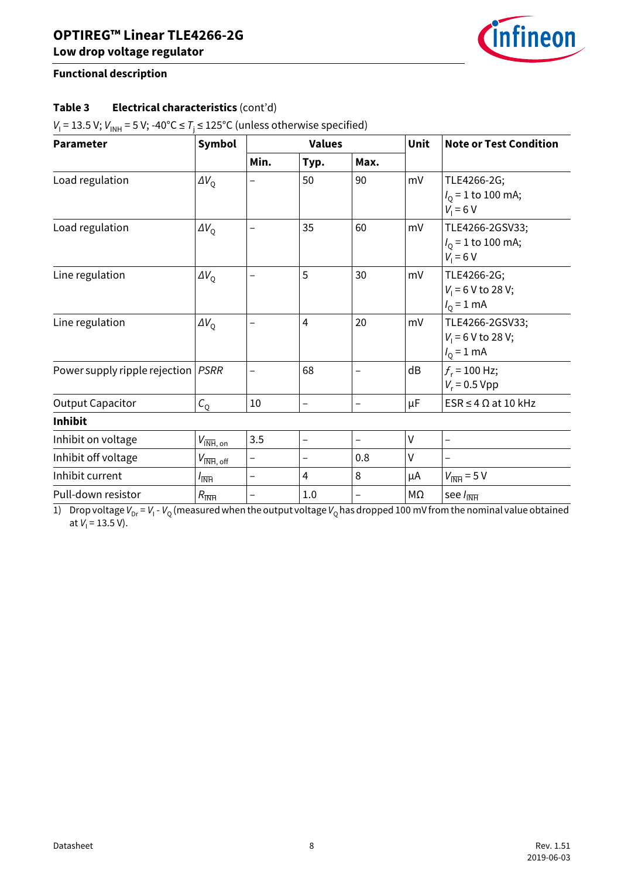## Functional description

**Table 3 Electrical characteristics** (cont'd)

$V_I$ = 13.5 V; $V_{INH}$ = 5 V; -40°C ≤ $T_j$ ≤ 125°C (unless otherwise specified)

| Parameter | Symbol | Values | | | Unit | Note or Test Condition |
|---|---|---|---|---|---|---|
| | | Min. | Typ. | Max. | | |
| Load regulation | $\Delta V_Q$ | – | 50 | 90 | mV | TLE4266-2G; $I_Q$ = 1 to 100 mA; $V_I$ = 6 V |
| Load regulation | $\Delta V_Q$ | – | 35 | 60 | mV | TLE4266-2GSV33; $I_Q$ = 1 to 100 mA; $V_I$ = 6 V |
| Line regulation | $\Delta V_Q$ | – | 5 | 30 | mV | TLE4266-2G; $V_I$ = 6 V to 28 V; $I_Q$ = 1 mA |
| Line regulation | $\Delta V_Q$ | – | 4 | 20 | mV | TLE4266-2GSV33; $V_I$ = 6 V to 28 V; $I_Q$ = 1 mA |
| Power supply ripple rejection | *PSRR* | – | 68 | – | dB | $f_r$ = 100 Hz; $V_r$ = 0.5 Vpp |
| Output Capacitor | $C_Q$ | 10 | – | – | µF | ESR ≤ 4 Ω at 10 kHz |
| **Inhibit** | | | | | | |
| Inhibit on voltage | $V_{\overline{INH}, on}$ | 3.5 | – | – | V | – |
| Inhibit off voltage | $V_{\overline{INH}, off}$ | – | – | 0.8 | V | – |
| Inhibit current | $I_{\overline{INH}}$ | – | 4 | 8 | µA | $V_{\overline{INH}}$ = 5 V |
| Pull-down resistor | $R_{\overline{INH}}$ | – | 1.0 | – | MΩ | see $I_{\overline{INH}}$ |

1) Drop voltage $V_{Dr} = V_I - V_Q$ (measured when the output voltage $V_Q$ has dropped 100 mV from the nominal value obtained at $V_I$ = 13.5 V).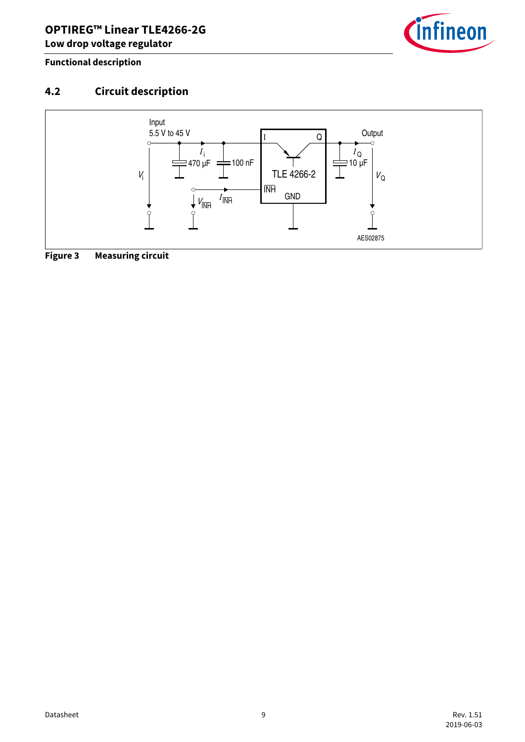**Functional description**

## 4.2 Circuit description

**Figure 3 Measuring circuit**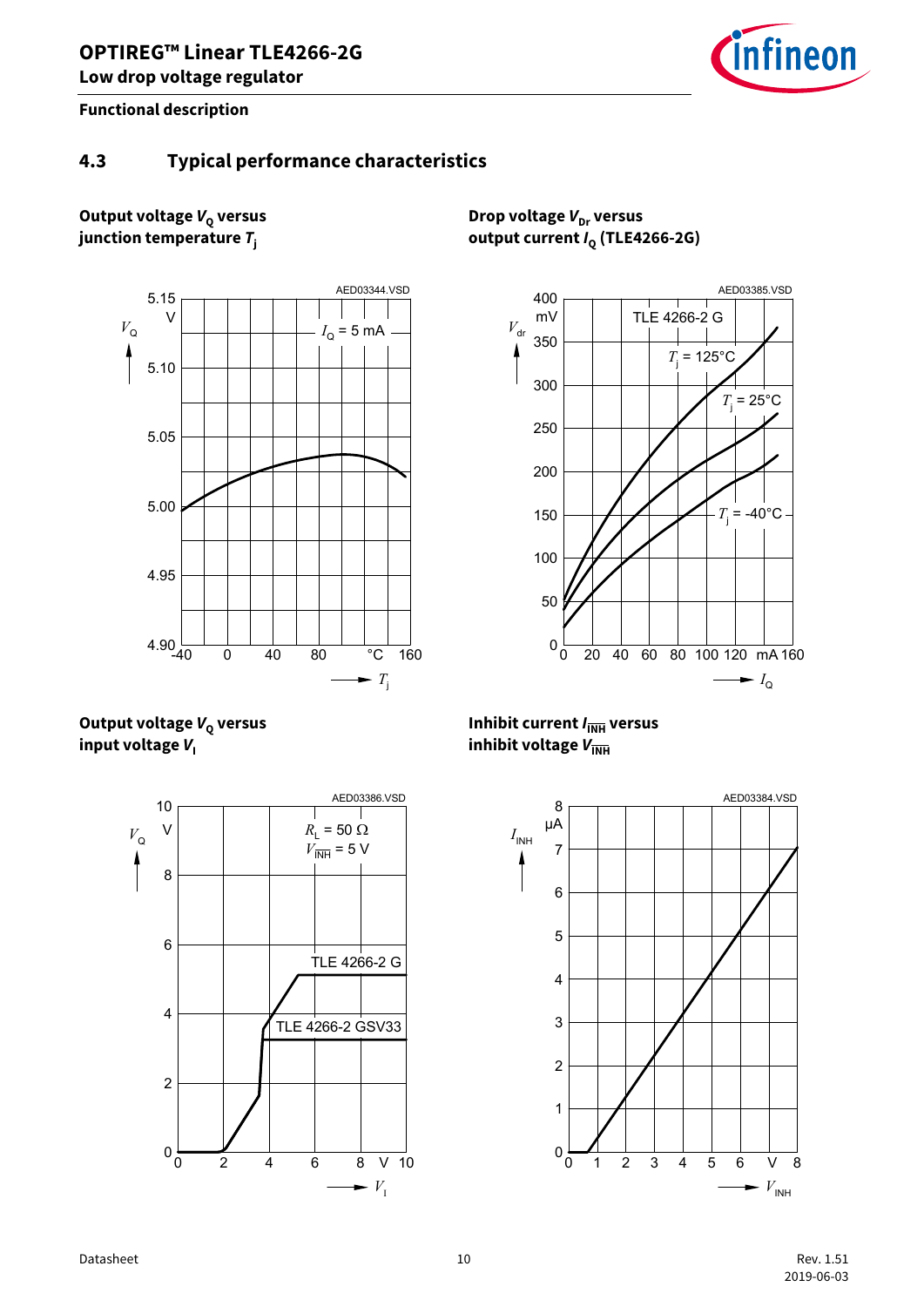## 4.3 Typical performance characteristics

**Output voltage $V_Q$ versus junction temperature $T_j$**

**Drop voltage $V_{Dr}$ versus output current $I_Q$ (TLE4266-2G)**

**Output voltage $V_Q$ versus input voltage $V_I$**

**Inhibit current $I_{\overline{INH}}$ versus inhibit voltage $V_{\overline{INH}}$**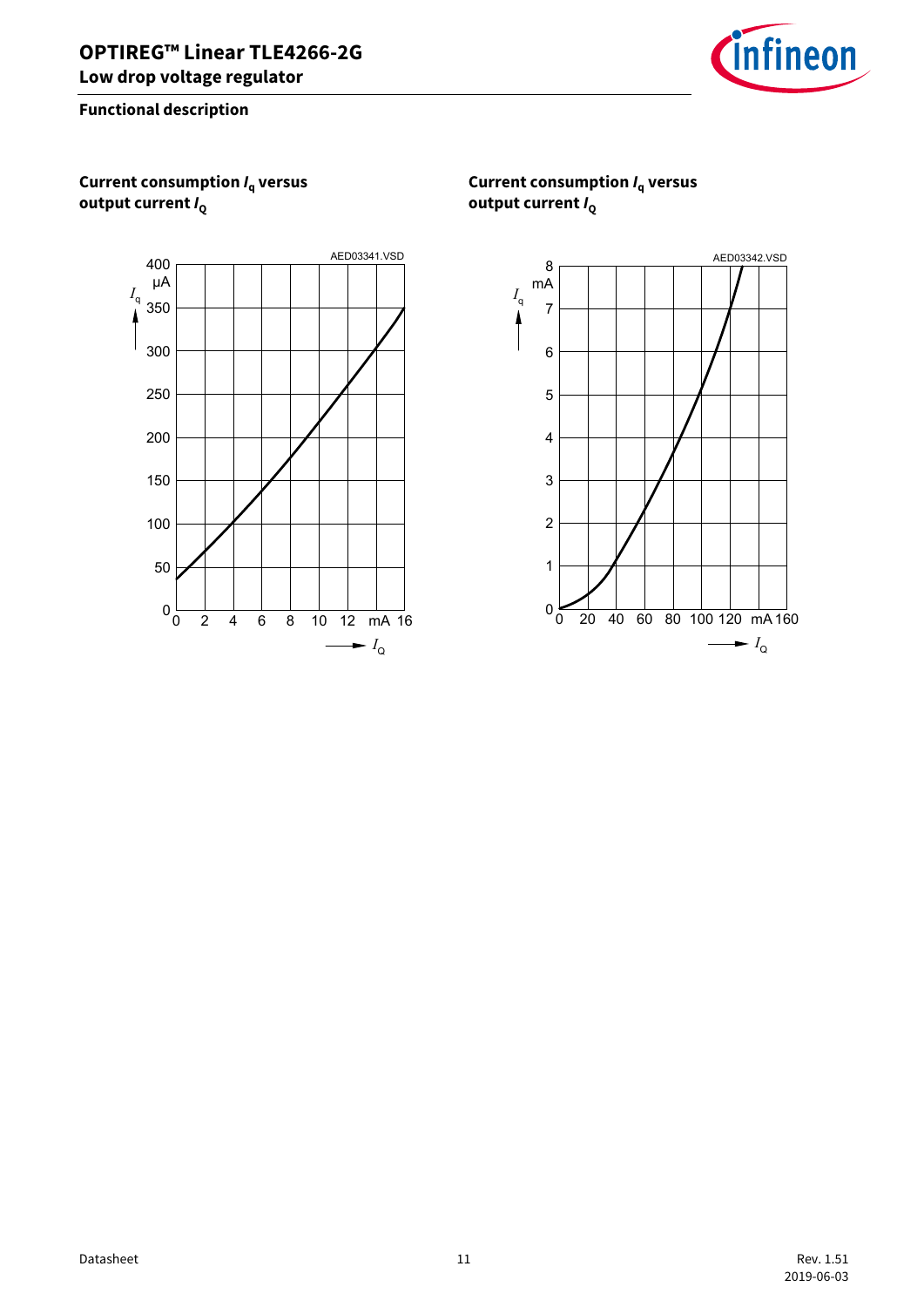## Functional description

**Current consumption $I_q$ versus output current $I_Q$**

**Current consumption $I_q$ versus output current $I_Q$**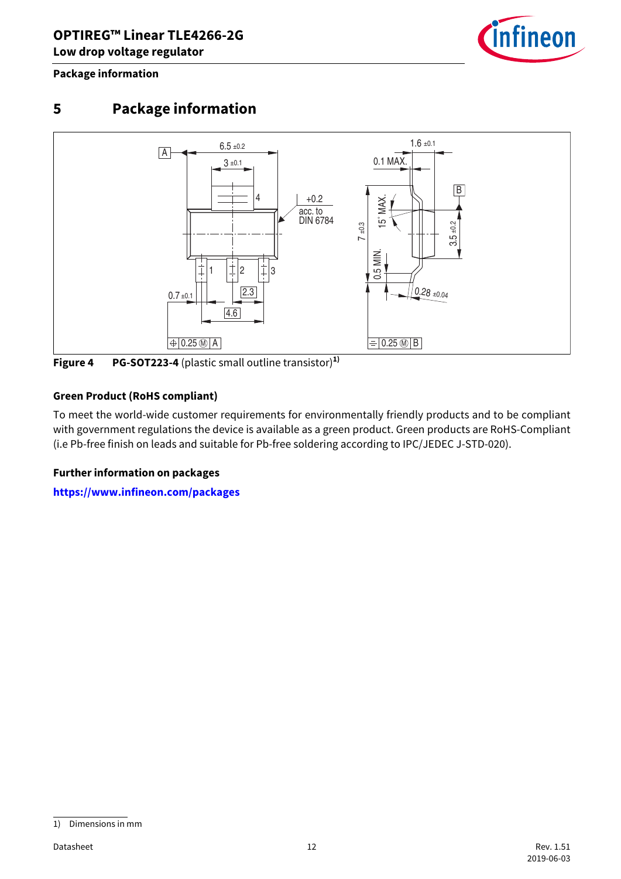# 5 Package information

Figure 4 **PG-SOT223-4** (plastic small outline transistor)[1)]

**Green Product (RoHS compliant)**

To meet the world-wide customer requirements for environmentally friendly products and to be compliant with government regulations the device is available as a green product. Green products are RoHS-Compliant (i.e Pb-free finish on leads and suitable for Pb-free soldering according to IPC/JEDEC J-STD-020).

**Further information on packages**

https://www.infineon.com/packages

1) Dimensions in mm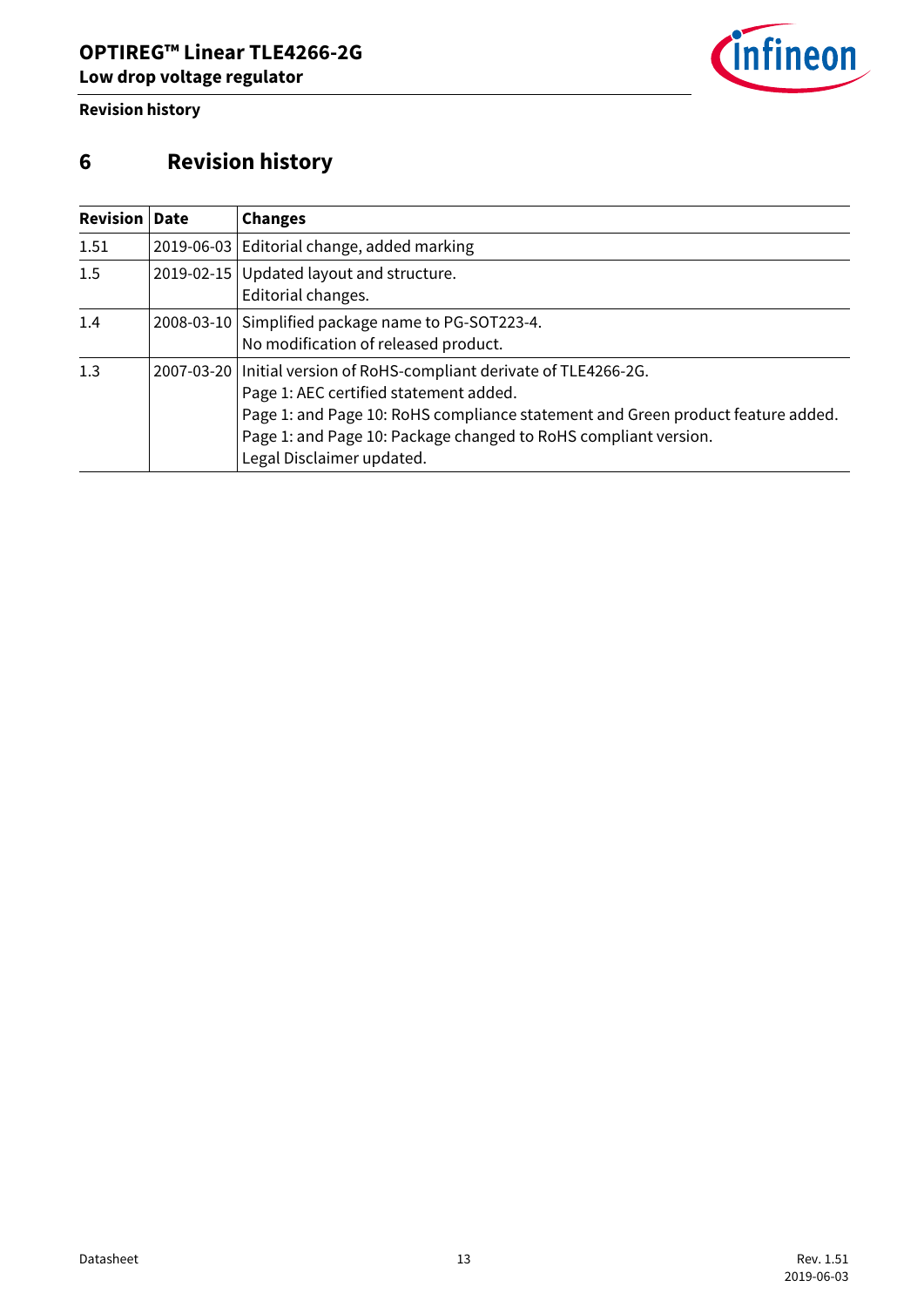# 6 Revision history

| Revision | Date | Changes |
|---|---|---|
| 1.51 | 2019-06-03 | Editorial change, added marking |
| 1.5 | 2019-02-15 | Updated layout and structure.<br>Editorial changes. |
| 1.4 | 2008-03-10 | Simplified package name to PG-SOT223-4.<br>No modification of released product. |
| 1.3 | 2007-03-20 | Initial version of RoHS-compliant derivate of TLE4266-2G.<br>Page 1: AEC certified statement added.<br>Page 1: and Page 10: RoHS compliance statement and Green product feature added.<br>Page 1: and Page 10: Package changed to RoHS compliant version.<br>Legal Disclaimer updated. |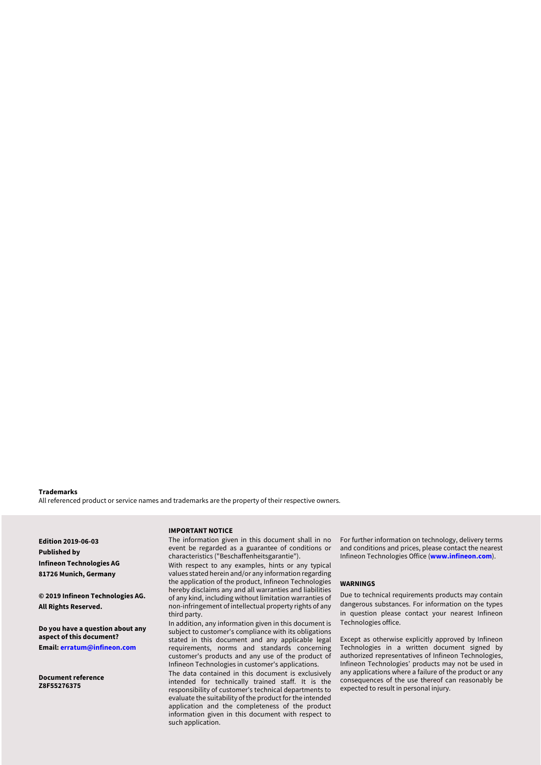**Trademarks**

All referenced product or service names and trademarks are the property of their respective owners.

**Edition 2019-06-03**
**Published by**
**Infineon Technologies AG**
**81726 Munich, Germany**

**© 2019 Infineon Technologies AG.**
**All Rights Reserved.**

**Do you have a question about any aspect of this document?**
**Email: erratum@infineon.com**

**Document reference**
**Z8F55276375**

**IMPORTANT NOTICE**

The information given in this document shall in no event be regarded as a guarantee of conditions or characteristics ("Beschaffenheitsgarantie").

With respect to any examples, hints or any typical values stated herein and/or any information regarding the application of the product, Infineon Technologies hereby disclaims any and all warranties and liabilities of any kind, including without limitation warranties of non-infringement of intellectual property rights of any third party.

In addition, any information given in this document is subject to customer's compliance with its obligations stated in this document and any applicable legal requirements, norms and standards concerning customer's products and any use of the product of Infineon Technologies in customer's applications.

The data contained in this document is exclusively intended for technically trained staff. It is the responsibility of customer's technical departments to evaluate the suitability of the product for the intended application and the completeness of the product information given in this document with respect to such application.

For further information on technology, delivery terms and conditions and prices, please contact the nearest Infineon Technologies Office (**www.infineon.com**).

**WARNINGS**

Due to technical requirements products may contain dangerous substances. For information on the types in question please contact your nearest Infineon Technologies office.

Except as otherwise explicitly approved by Infineon Technologies in a written document signed by authorized representatives of Infineon Technologies, Infineon Technologies' products may not be used in any applications where a failure of the product or any consequences of the use thereof can reasonably be expected to result in personal injury.